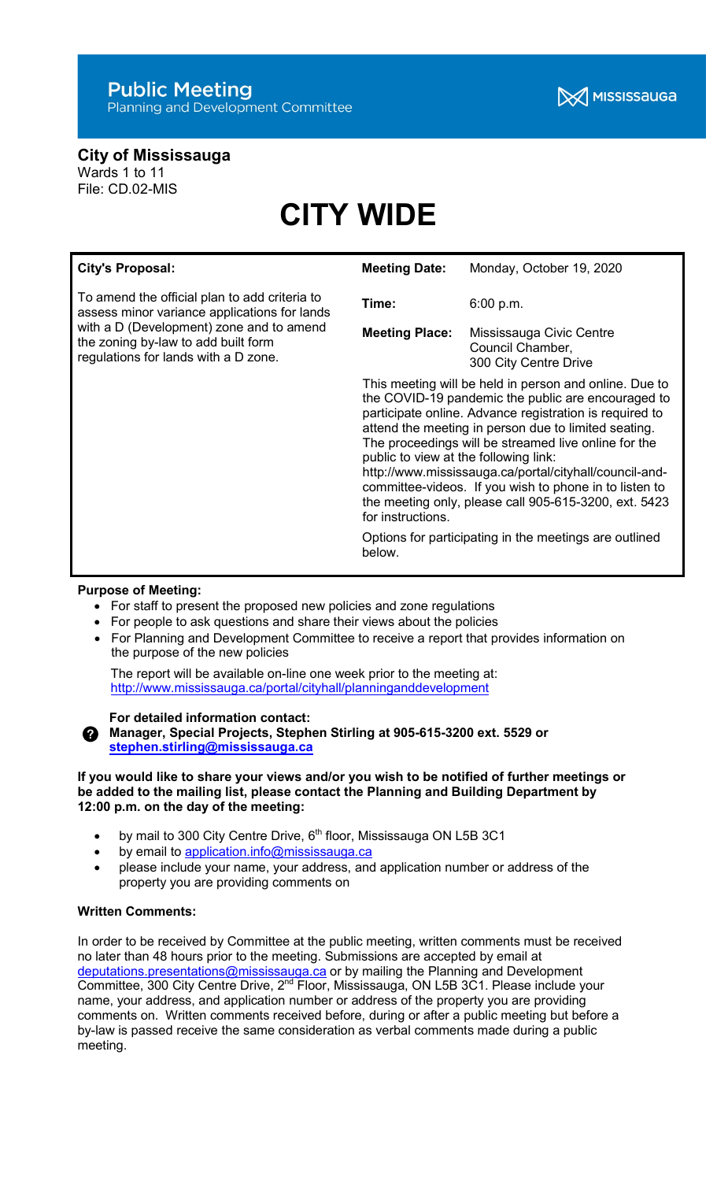**Public Meeting**
Planning and Development Committee

MISSISSAUGA

**City of Mississauga**
Wards 1 to 11
File: CD.02-MIS

# CITY WIDE

| **City's Proposal:** | **Meeting Date:** | Monday, October 19, 2020 |
|---|---|---|
| To amend the official plan to add criteria to assess minor variance applications for lands with a D (Development) zone and to amend the zoning by-law to add built form regulations for lands with a D zone. | **Time:** | 6:00 p.m. |
| | **Meeting Place:** | Mississauga Civic Centre Council Chamber, 300 City Centre Drive |

This meeting will be held in person and online. Due to the COVID-19 pandemic the public are encouraged to participate online. Advance registration is required to attend the meeting in person due to limited seating. The proceedings will be streamed live online for the public to view at the following link: http://www.mississauga.ca/portal/cityhall/council-and-committee-videos. If you wish to phone in to listen to the meeting only, please call 905-615-3200, ext. 5423 for instructions.

Options for participating in the meetings are outlined below.

**Purpose of Meeting:**

- For staff to present the proposed new policies and zone regulations
- For people to ask questions and share their views about the policies
- For Planning and Development Committee to receive a report that provides information on the purpose of the new policies

The report will be available on-line one week prior to the meeting at: http://www.mississauga.ca/portal/cityhall/planninganddevelopment

**For detailed information contact:**
**Manager, Special Projects, Stephen Stirling at 905-615-3200 ext. 5529 or stephen.stirling@mississauga.ca**

**If you would like to share your views and/or you wish to be notified of further meetings or be added to the mailing list, please contact the Planning and Building Department by 12:00 p.m. on the day of the meeting:**

- by mail to 300 City Centre Drive, 6th floor, Mississauga ON L5B 3C1
- by email to application.info@mississauga.ca
- please include your name, your address, and application number or address of the property you are providing comments on

**Written Comments:**

In order to be received by Committee at the public meeting, written comments must be received no later than 48 hours prior to the meeting. Submissions are accepted by email at deputations.presentations@mississauga.ca or by mailing the Planning and Development Committee, 300 City Centre Drive, 2nd Floor, Mississauga, ON L5B 3C1. Please include your name, your address, and application number or address of the property you are providing comments on. Written comments received before, during or after a public meeting but before a by-law is passed receive the same consideration as verbal comments made during a public meeting.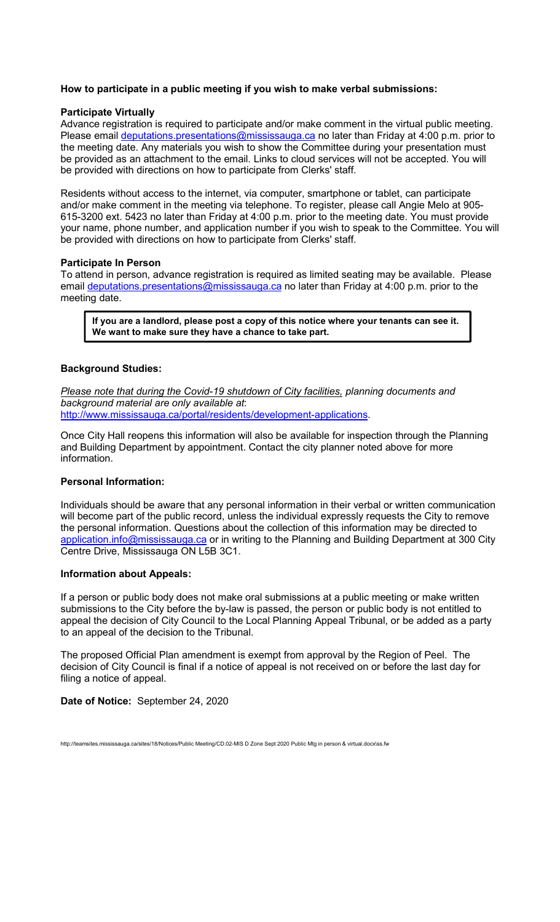**How to participate in a public meeting if you wish to make verbal submissions:**

**Participate Virtually**

Advance registration is required to participate and/or make comment in the virtual public meeting. Please email deputations.presentations@mississauga.ca no later than Friday at 4:00 p.m. prior to the meeting date. Any materials you wish to show the Committee during your presentation must be provided as an attachment to the email. Links to cloud services will not be accepted. You will be provided with directions on how to participate from Clerks' staff.

Residents without access to the internet, via computer, smartphone or tablet, can participate and/or make comment in the meeting via telephone. To register, please call Angie Melo at 905-615-3200 ext. 5423 no later than Friday at 4:00 p.m. prior to the meeting date. You must provide your name, phone number, and application number if you wish to speak to the Committee. You will be provided with directions on how to participate from Clerks' staff.

**Participate In Person**

To attend in person, advance registration is required as limited seating may be available. Please email deputations.presentations@mississauga.ca no later than Friday at 4:00 p.m. prior to the meeting date.

**If you are a landlord, please post a copy of this notice where your tenants can see it. We want to make sure they have a chance to take part.**

**Background Studies:**

*Please note that during the Covid-19 shutdown of City facilities, planning documents and background material are only available at*: http://www.mississauga.ca/portal/residents/development-applications.

Once City Hall reopens this information will also be available for inspection through the Planning and Building Department by appointment. Contact the city planner noted above for more information.

**Personal Information:**

Individuals should be aware that any personal information in their verbal or written communication will become part of the public record, unless the individual expressly requests the City to remove the personal information. Questions about the collection of this information may be directed to application.info@mississauga.ca or in writing to the Planning and Building Department at 300 City Centre Drive, Mississauga ON L5B 3C1.

**Information about Appeals:**

If a person or public body does not make oral submissions at a public meeting or make written submissions to the City before the by-law is passed, the person or public body is not entitled to appeal the decision of City Council to the Local Planning Appeal Tribunal, or be added as a party to an appeal of the decision to the Tribunal.

The proposed Official Plan amendment is exempt from approval by the Region of Peel. The decision of City Council is final if a notice of appeal is not received on or before the last day for filing a notice of appeal.

**Date of Notice:** September 24, 2020

http://teamsites.mississauga.ca/sites/18/Notices/Public Meeting/CD.02-MIS D Zone Sept 2020 Public Mtg in person & virtual.docx\ss.fw